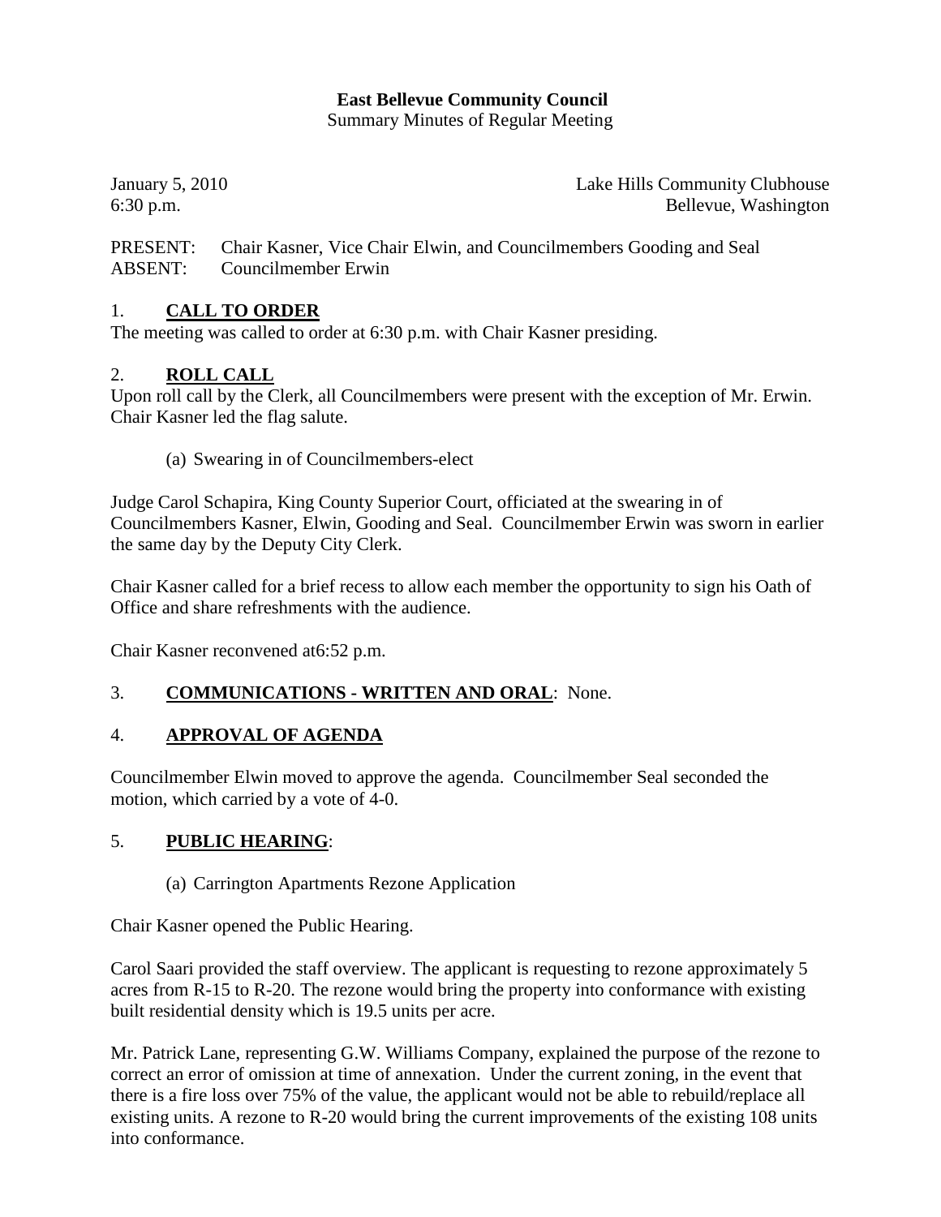**East Bellevue Community Council**
Summary Minutes of Regular Meeting

January 5, 2010 Lake Hills Community Clubhouse
6:30 p.m. Bellevue, Washington

PRESENT: Chair Kasner, Vice Chair Elwin, and Councilmembers Gooding and Seal
ABSENT: Councilmember Erwin

## 1. CALL TO ORDER

The meeting was called to order at 6:30 p.m. with Chair Kasner presiding.

## 2. ROLL CALL

Upon roll call by the Clerk, all Councilmembers were present with the exception of Mr. Erwin. Chair Kasner led the flag salute.

(a) Swearing in of Councilmembers-elect

Judge Carol Schapira, King County Superior Court, officiated at the swearing in of Councilmembers Kasner, Elwin, Gooding and Seal. Councilmember Erwin was sworn in earlier the same day by the Deputy City Clerk.

Chair Kasner called for a brief recess to allow each member the opportunity to sign his Oath of Office and share refreshments with the audience.

Chair Kasner reconvened at6:52 p.m.

## 3. COMMUNICATIONS - WRITTEN AND ORAL: None.

## 4. APPROVAL OF AGENDA

Councilmember Elwin moved to approve the agenda. Councilmember Seal seconded the motion, which carried by a vote of 4-0.

## 5. PUBLIC HEARING:

(a) Carrington Apartments Rezone Application

Chair Kasner opened the Public Hearing.

Carol Saari provided the staff overview. The applicant is requesting to rezone approximately 5 acres from R-15 to R-20. The rezone would bring the property into conformance with existing built residential density which is 19.5 units per acre.

Mr. Patrick Lane, representing G.W. Williams Company, explained the purpose of the rezone to correct an error of omission at time of annexation. Under the current zoning, in the event that there is a fire loss over 75% of the value, the applicant would not be able to rebuild/replace all existing units. A rezone to R-20 would bring the current improvements of the existing 108 units into conformance.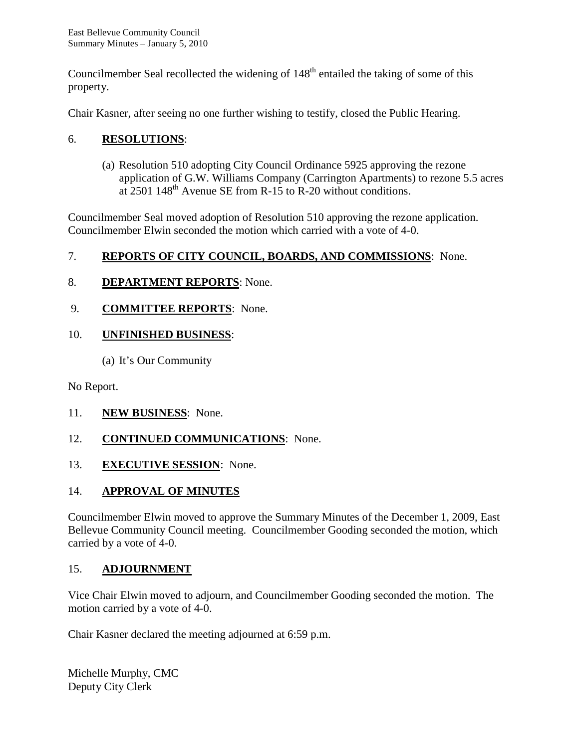Councilmember Seal recollected the widening of 148th entailed the taking of some of this property.

Chair Kasner, after seeing no one further wishing to testify, closed the Public Hearing.

6. **RESOLUTIONS**:

   (a) Resolution 510 adopting City Council Ordinance 5925 approving the rezone application of G.W. Williams Company (Carrington Apartments) to rezone 5.5 acres at 2501 148th Avenue SE from R-15 to R-20 without conditions.

Councilmember Seal moved adoption of Resolution 510 approving the rezone application. Councilmember Elwin seconded the motion which carried with a vote of 4-0.

7. **REPORTS OF CITY COUNCIL, BOARDS, AND COMMISSIONS**: None.

8. **DEPARTMENT REPORTS**: None.

9. **COMMITTEE REPORTS**: None.

10. **UNFINISHED BUSINESS**:

    (a) It's Our Community

No Report.

11. **NEW BUSINESS**: None.

12. **CONTINUED COMMUNICATIONS**: None.

13. **EXECUTIVE SESSION**: None.

14. **APPROVAL OF MINUTES**

Councilmember Elwin moved to approve the Summary Minutes of the December 1, 2009, East Bellevue Community Council meeting. Councilmember Gooding seconded the motion, which carried by a vote of 4-0.

15. **ADJOURNMENT**

Vice Chair Elwin moved to adjourn, and Councilmember Gooding seconded the motion. The motion carried by a vote of 4-0.

Chair Kasner declared the meeting adjourned at 6:59 p.m.

Michelle Murphy, CMC
Deputy City Clerk